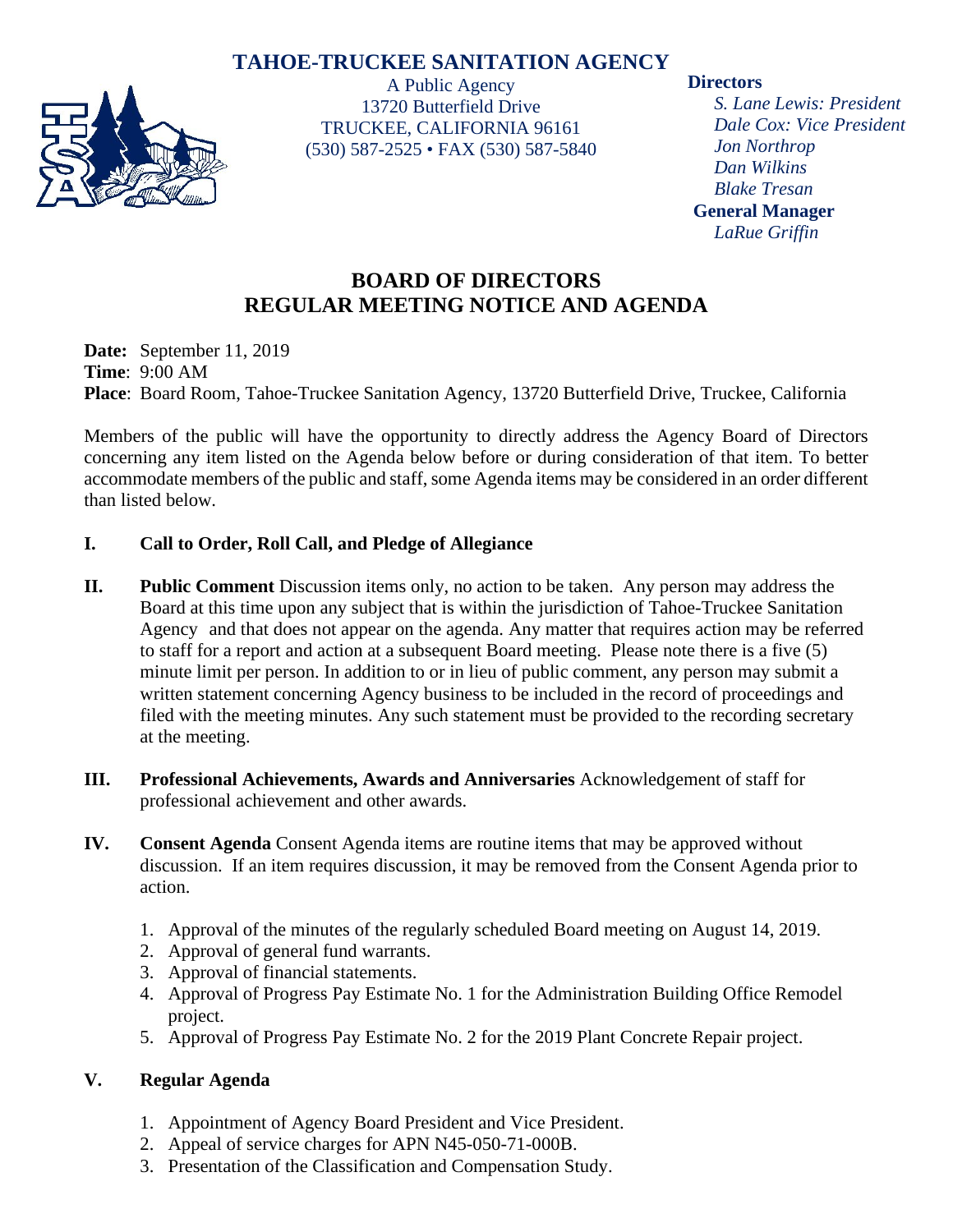# TAHOE-TRUCKEE SANITATION AGENCY

A Public Agency
13720 Butterfield Drive
TRUCKEE, CALIFORNIA 96161
(530) 587-2525 • FAX (530) 587-5840

**Directors**
*S. Lane Lewis: President*
*Dale Cox: Vice President*
*Jon Northrop*
*Dan Wilkins*
*Blake Tresan*

**General Manager**
*LaRue Griffin*

## BOARD OF DIRECTORS
## REGULAR MEETING NOTICE AND AGENDA

**Date:** September 11, 2019
**Time**: 9:00 AM
**Place**: Board Room, Tahoe-Truckee Sanitation Agency, 13720 Butterfield Drive, Truckee, California

Members of the public will have the opportunity to directly address the Agency Board of Directors concerning any item listed on the Agenda below before or during consideration of that item. To better accommodate members of the public and staff, some Agenda items may be considered in an order different than listed below.

**I. Call to Order, Roll Call, and Pledge of Allegiance**

**II. Public Comment** Discussion items only, no action to be taken. Any person may address the Board at this time upon any subject that is within the jurisdiction of Tahoe-Truckee Sanitation Agency and that does not appear on the agenda. Any matter that requires action may be referred to staff for a report and action at a subsequent Board meeting. Please note there is a five (5) minute limit per person. In addition to or in lieu of public comment, any person may submit a written statement concerning Agency business to be included in the record of proceedings and filed with the meeting minutes. Any such statement must be provided to the recording secretary at the meeting.

**III. Professional Achievements, Awards and Anniversaries** Acknowledgement of staff for professional achievement and other awards.

**IV. Consent Agenda** Consent Agenda items are routine items that may be approved without discussion. If an item requires discussion, it may be removed from the Consent Agenda prior to action.

1. Approval of the minutes of the regularly scheduled Board meeting on August 14, 2019.
2. Approval of general fund warrants.
3. Approval of financial statements.
4. Approval of Progress Pay Estimate No. 1 for the Administration Building Office Remodel project.
5. Approval of Progress Pay Estimate No. 2 for the 2019 Plant Concrete Repair project.

**V. Regular Agenda**

1. Appointment of Agency Board President and Vice President.
2. Appeal of service charges for APN N45-050-71-000B.
3. Presentation of the Classification and Compensation Study.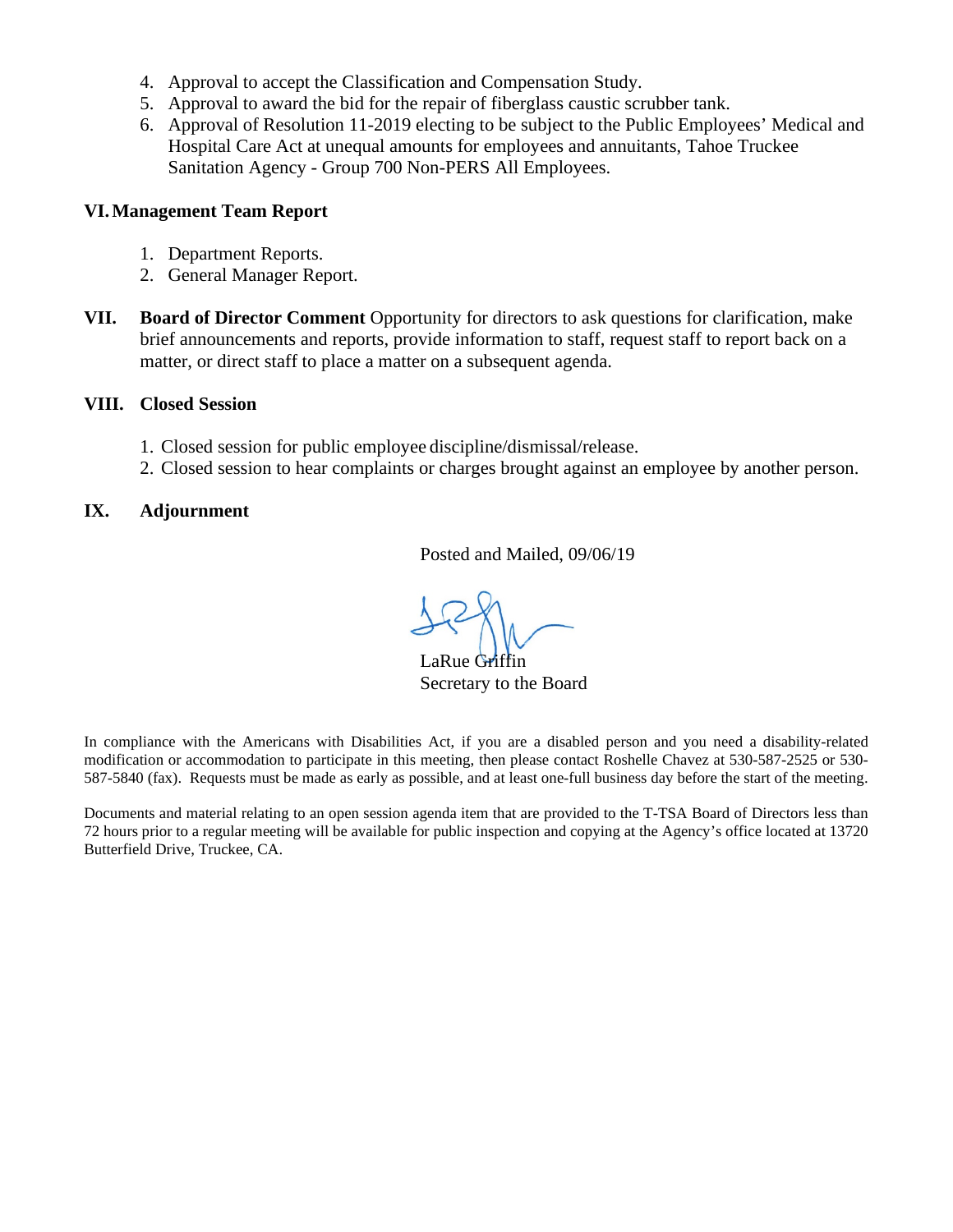4. Approval to accept the Classification and Compensation Study.
5. Approval to award the bid for the repair of fiberglass caustic scrubber tank.
6. Approval of Resolution 11-2019 electing to be subject to the Public Employees' Medical and Hospital Care Act at unequal amounts for employees and annuitants, Tahoe Truckee Sanitation Agency - Group 700 Non-PERS All Employees.

**VI. Management Team Report**

1. Department Reports.
2. General Manager Report.

**VII. Board of Director Comment** Opportunity for directors to ask questions for clarification, make brief announcements and reports, provide information to staff, request staff to report back on a matter, or direct staff to place a matter on a subsequent agenda.

**VIII. Closed Session**

1. Closed session for public employee discipline/dismissal/release.
2. Closed session to hear complaints or charges brought against an employee by another person.

**IX. Adjournment**

Posted and Mailed, 09/06/19

LaRue Griffin
Secretary to the Board

In compliance with the Americans with Disabilities Act, if you are a disabled person and you need a disability-related modification or accommodation to participate in this meeting, then please contact Roshelle Chavez at 530-587-2525 or 530-587-5840 (fax). Requests must be made as early as possible, and at least one-full business day before the start of the meeting.

Documents and material relating to an open session agenda item that are provided to the T-TSA Board of Directors less than 72 hours prior to a regular meeting will be available for public inspection and copying at the Agency's office located at 13720 Butterfield Drive, Truckee, CA.